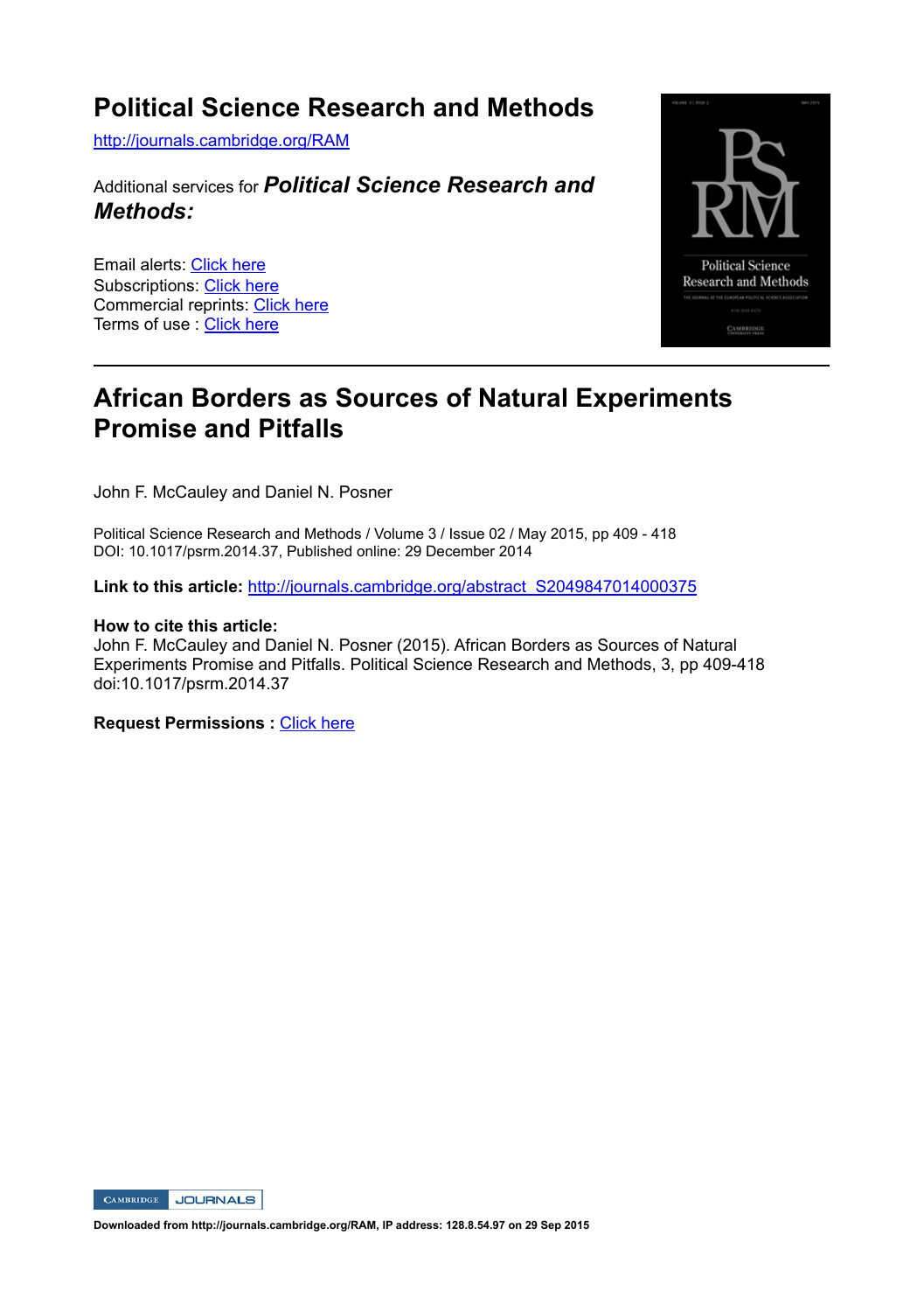# Political Science Research and Methods

http://journals.cambridge.org/RAM

Additional services for ***Political Science Research and Methods:***

Email alerts: Click here
Subscriptions: Click here
Commercial reprints: Click here
Terms of use : Click here

---

# African Borders as Sources of Natural Experiments Promise and Pitfalls

John F. McCauley and Daniel N. Posner

Political Science Research and Methods / Volume 3 / Issue 02 / May 2015, pp 409 - 418
DOI: 10.1017/psrm.2014.37, Published online: 29 December 2014

**Link to this article:** http://journals.cambridge.org/abstract_S2049847014000375

**How to cite this article:**
John F. McCauley and Daniel N. Posner (2015). African Borders as Sources of Natural Experiments Promise and Pitfalls. Political Science Research and Methods, 3, pp 409-418 doi:10.1017/psrm.2014.37

**Request Permissions :** Click here

**Downloaded from http://journals.cambridge.org/RAM, IP address: 128.8.54.97 on 29 Sep 2015**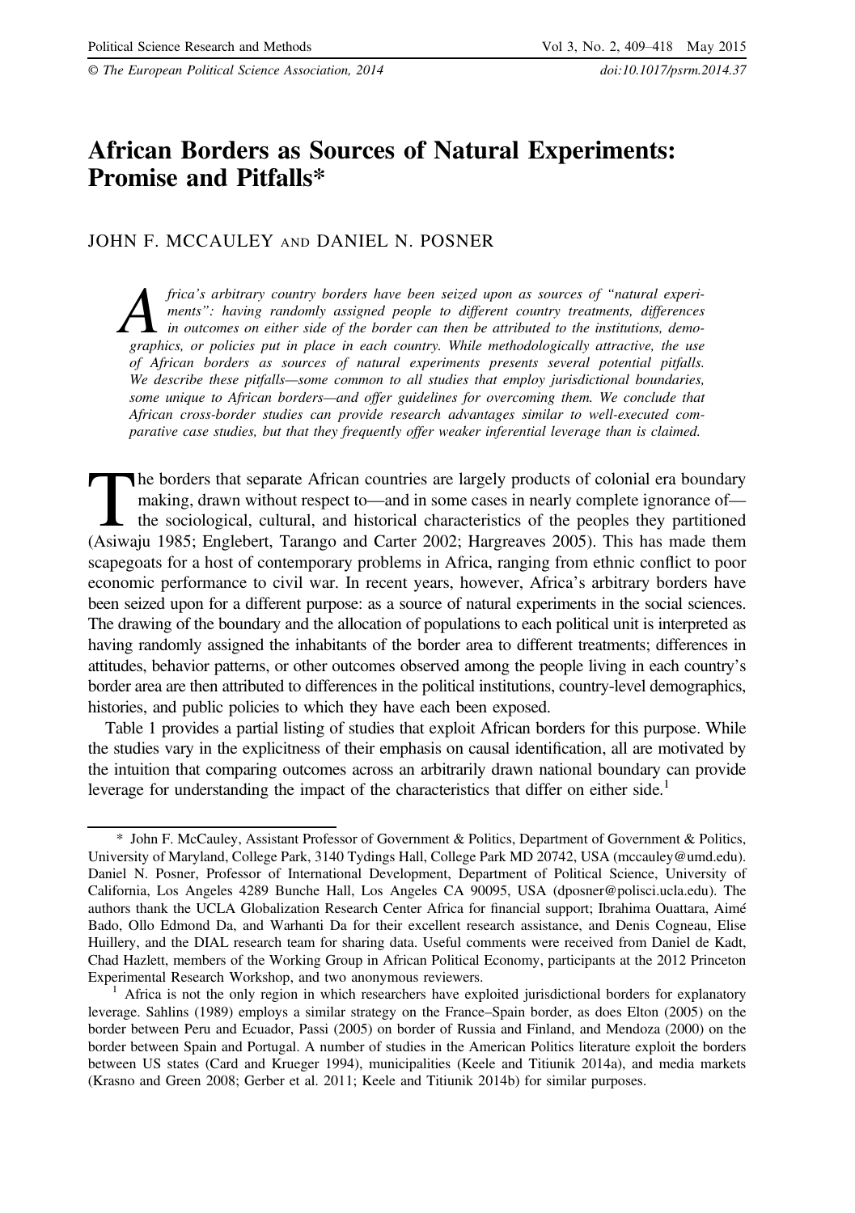# African Borders as Sources of Natural Experiments: Promise and Pitfalls*

JOHN F. MCCAULEY AND DANIEL N. POSNER

*Africa's arbitrary country borders have been seized upon as sources of "natural experiments": having randomly assigned people to different country treatments, differences in outcomes on either side of the border can then be attributed to the institutions, demographics, or policies put in place in each country. While methodologically attractive, the use of African borders as sources of natural experiments presents several potential pitfalls. We describe these pitfalls—some common to all studies that employ jurisdictional boundaries, some unique to African borders—and offer guidelines for overcoming them. We conclude that African cross-border studies can provide research advantages similar to well-executed comparative case studies, but that they frequently offer weaker inferential leverage than is claimed.*

The borders that separate African countries are largely products of colonial era boundary making, drawn without respect to—and in some cases in nearly complete ignorance of—the sociological, cultural, and historical characteristics of the peoples they partitioned (Asiwaju 1985; Englebert, Tarango and Carter 2002; Hargreaves 2005). This has made them scapegoats for a host of contemporary problems in Africa, ranging from ethnic conflict to poor economic performance to civil war. In recent years, however, Africa's arbitrary borders have been seized upon for a different purpose: as a source of natural experiments in the social sciences. The drawing of the boundary and the allocation of populations to each political unit is interpreted as having randomly assigned the inhabitants of the border area to different treatments; differences in attitudes, behavior patterns, or other outcomes observed among the people living in each country's border area are then attributed to differences in the political institutions, country-level demographics, histories, and public policies to which they have each been exposed.

Table 1 provides a partial listing of studies that exploit African borders for this purpose. While the studies vary in the explicitness of their emphasis on causal identification, all are motivated by the intuition that comparing outcomes across an arbitrarily drawn national boundary can provide leverage for understanding the impact of the characteristics that differ on either side.[1]

---

\* John F. McCauley, Assistant Professor of Government & Politics, Department of Government & Politics, University of Maryland, College Park, 3140 Tydings Hall, College Park MD 20742, USA (mccauley@umd.edu). Daniel N. Posner, Professor of International Development, Department of Political Science, University of California, Los Angeles 4289 Bunche Hall, Los Angeles CA 90095, USA (dposner@polisci.ucla.edu). The authors thank the UCLA Globalization Research Center Africa for financial support; Ibrahima Ouattara, Aimé Bado, Ollo Edmond Da, and Warhanti Da for their excellent research assistance, and Denis Cogneau, Elise Huillery, and the DIAL research team for sharing data. Useful comments were received from Daniel de Kadt, Chad Hazlett, members of the Working Group in African Political Economy, participants at the 2012 Princeton Experimental Research Workshop, and two anonymous reviewers.

[1] Africa is not the only region in which researchers have exploited jurisdictional borders for explanatory leverage. Sahlins (1989) employs a similar strategy on the France–Spain border, as does Elton (2005) on the border between Peru and Ecuador, Passi (2005) on border of Russia and Finland, and Mendoza (2000) on the border between Spain and Portugal. A number of studies in the American Politics literature exploit the borders between US states (Card and Krueger 1994), municipalities (Keele and Titiunik 2014a), and media markets (Krasno and Green 2008; Gerber et al. 2011; Keele and Titiunik 2014b) for similar purposes.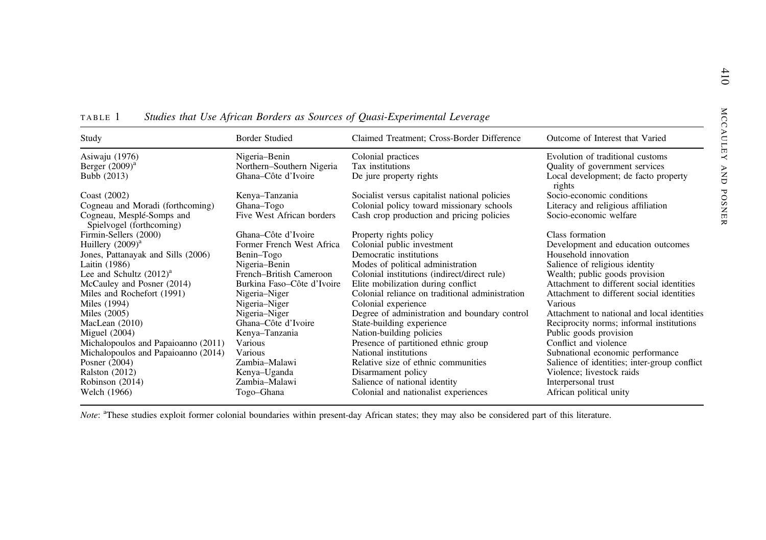TABLE 1 *Studies that Use African Borders as Sources of Quasi-Experimental Leverage*

| Study | Border Studied | Claimed Treatment; Cross-Border Difference | Outcome of Interest that Varied |
|---|---|---|---|
| Asiwaju (1976) | Nigeria–Benin | Colonial practices | Evolution of traditional customs |
| Berger (2009)[a] | Northern–Southern Nigeria | Tax institutions | Quality of government services |
| Bubb (2013) | Ghana–Côte d'Ivoire | De jure property rights | Local development; de facto property rights |
| Coast (2002) | Kenya–Tanzania | Socialist versus capitalist national policies | Socio-economic conditions |
| Cogneau and Moradi (forthcoming) | Ghana–Togo | Colonial policy toward missionary schools | Literacy and religious affiliation |
| Cogneau, Mesplé-Somps and Spielvogel (forthcoming) | Five West African borders | Cash crop production and pricing policies | Socio-economic welfare |
| Firmin-Sellers (2000) | Ghana–Côte d'Ivoire | Property rights policy | Class formation |
| Huillery (2009)[a] | Former French West Africa | Colonial public investment | Development and education outcomes |
| Jones, Pattanayak and Sills (2006) | Benin–Togo | Democratic institutions | Household innovation |
| Laitin (1986) | Nigeria–Benin | Modes of political administration | Salience of religious identity |
| Lee and Schultz (2012)[a] | French–British Cameroon | Colonial institutions (indirect/direct rule) | Wealth; public goods provision |
| McCauley and Posner (2014) | Burkina Faso–Côte d'Ivoire | Elite mobilization during conflict | Attachment to different social identities |
| Miles and Rochefort (1991) | Nigeria–Niger | Colonial reliance on traditional administration | Attachment to different social identities |
| Miles (1994) | Nigeria–Niger | Colonial experience | Various |
| Miles (2005) | Nigeria–Niger | Degree of administration and boundary control | Attachment to national and local identities |
| MacLean (2010) | Ghana–Côte d'Ivoire | State-building experience | Reciprocity norms; informal institutions |
| Miguel (2004) | Kenya–Tanzania | Nation-building policies | Public goods provision |
| Michalopoulos and Papaioanno (2011) | Various | Presence of partitioned ethnic group | Conflict and violence |
| Michalopoulos and Papaioanno (2014) | Various | National institutions | Subnational economic performance |
| Posner (2004) | Zambia–Malawi | Relative size of ethnic communities | Salience of identities; inter-group conflict |
| Ralston (2012) | Kenya–Uganda | Disarmament policy | Violence; livestock raids |
| Robinson (2014) | Zambia–Malawi | Salience of national identity | Interpersonal trust |
| Welch (1966) | Togo–Ghana | Colonial and nationalist experiences | African political unity |

*Note*: [a]These studies exploit former colonial boundaries within present-day African states; they may also be considered part of this literature.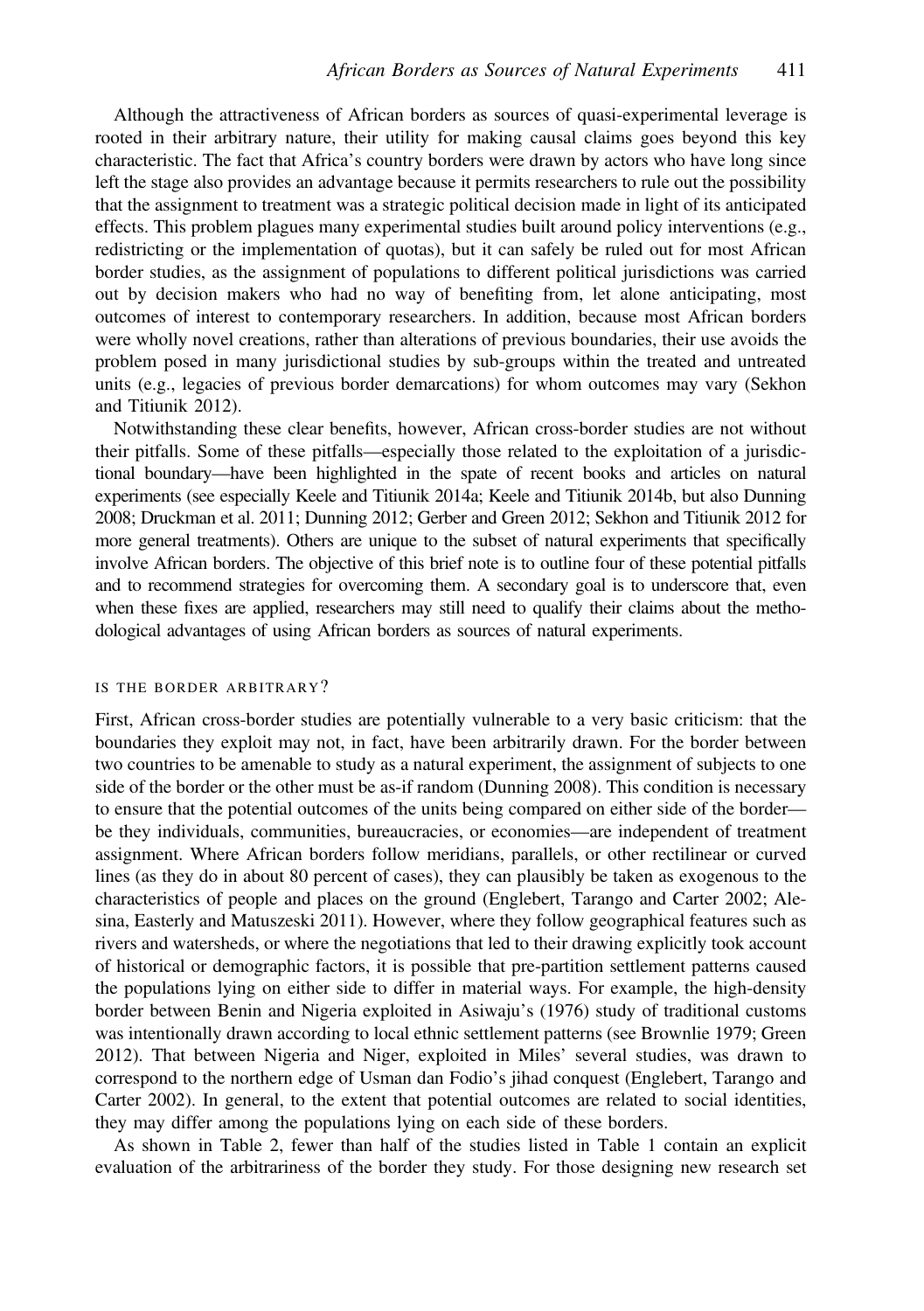Although the attractiveness of African borders as sources of quasi-experimental leverage is rooted in their arbitrary nature, their utility for making causal claims goes beyond this key characteristic. The fact that Africa's country borders were drawn by actors who have long since left the stage also provides an advantage because it permits researchers to rule out the possibility that the assignment to treatment was a strategic political decision made in light of its anticipated effects. This problem plagues many experimental studies built around policy interventions (e.g., redistricting or the implementation of quotas), but it can safely be ruled out for most African border studies, as the assignment of populations to different political jurisdictions was carried out by decision makers who had no way of benefiting from, let alone anticipating, most outcomes of interest to contemporary researchers. In addition, because most African borders were wholly novel creations, rather than alterations of previous boundaries, their use avoids the problem posed in many jurisdictional studies by sub-groups within the treated and untreated units (e.g., legacies of previous border demarcations) for whom outcomes may vary (Sekhon and Titiunik 2012).

Notwithstanding these clear benefits, however, African cross-border studies are not without their pitfalls. Some of these pitfalls—especially those related to the exploitation of a jurisdictional boundary—have been highlighted in the spate of recent books and articles on natural experiments (see especially Keele and Titiunik 2014a; Keele and Titiunik 2014b, but also Dunning 2008; Druckman et al. 2011; Dunning 2012; Gerber and Green 2012; Sekhon and Titiunik 2012 for more general treatments). Others are unique to the subset of natural experiments that specifically involve African borders. The objective of this brief note is to outline four of these potential pitfalls and to recommend strategies for overcoming them. A secondary goal is to underscore that, even when these fixes are applied, researchers may still need to qualify their claims about the methodological advantages of using African borders as sources of natural experiments.

## IS THE BORDER ARBITRARY?

First, African cross-border studies are potentially vulnerable to a very basic criticism: that the boundaries they exploit may not, in fact, have been arbitrarily drawn. For the border between two countries to be amenable to study as a natural experiment, the assignment of subjects to one side of the border or the other must be as-if random (Dunning 2008). This condition is necessary to ensure that the potential outcomes of the units being compared on either side of the border—be they individuals, communities, bureaucracies, or economies—are independent of treatment assignment. Where African borders follow meridians, parallels, or other rectilinear or curved lines (as they do in about 80 percent of cases), they can plausibly be taken as exogenous to the characteristics of people and places on the ground (Englebert, Tarango and Carter 2002; Alesina, Easterly and Matuszeski 2011). However, where they follow geographical features such as rivers and watersheds, or where the negotiations that led to their drawing explicitly took account of historical or demographic factors, it is possible that pre-partition settlement patterns caused the populations lying on either side to differ in material ways. For example, the high-density border between Benin and Nigeria exploited in Asiwaju's (1976) study of traditional customs was intentionally drawn according to local ethnic settlement patterns (see Brownlie 1979; Green 2012). That between Nigeria and Niger, exploited in Miles' several studies, was drawn to correspond to the northern edge of Usman dan Fodio's jihad conquest (Englebert, Tarango and Carter 2002). In general, to the extent that potential outcomes are related to social identities, they may differ among the populations lying on each side of these borders.

As shown in Table 2, fewer than half of the studies listed in Table 1 contain an explicit evaluation of the arbitrariness of the border they study. For those designing new research set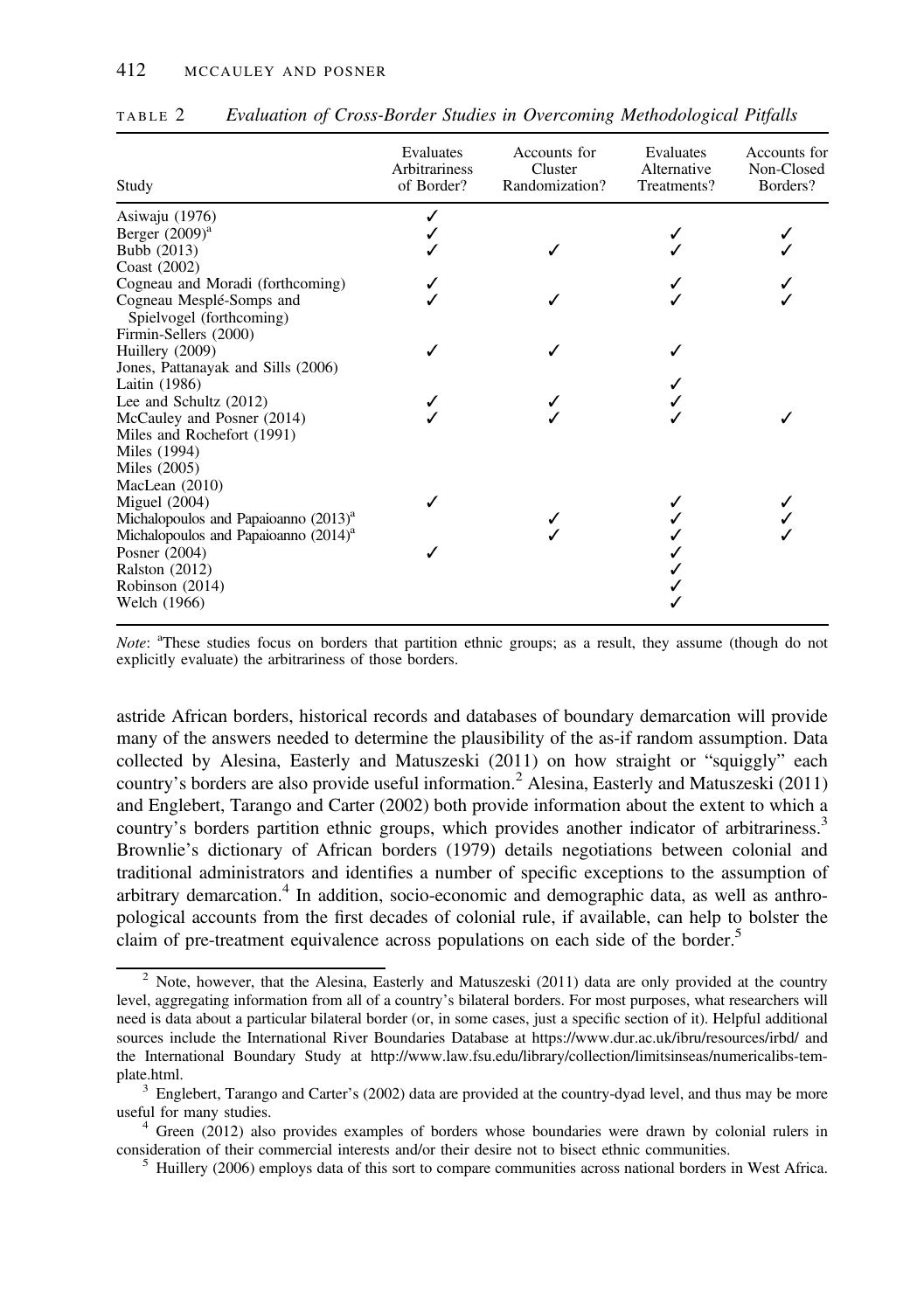TABLE 2 *Evaluation of Cross-Border Studies in Overcoming Methodological Pitfalls*

| Study | Evaluates Arbitrariness of Border? | Accounts for Cluster Randomization? | Evaluates Alternative Treatments? | Accounts for Non-Closed Borders? |
|---|---|---|---|---|
| Asiwaju (1976) | ✓ | | | |
| Berger (2009)[a] | ✓ | | ✓ | ✓ |
| Bubb (2013) | ✓ | ✓ | ✓ | ✓ |
| Coast (2002) | | | | |
| Cogneau and Moradi (forthcoming) | ✓ | | ✓ | ✓ |
| Cogneau Mesplé-Somps and Spielvogel (forthcoming) | ✓ | ✓ | ✓ | ✓ |
| Firmin-Sellers (2000) | | | | |
| Huillery (2009) | ✓ | ✓ | ✓ | |
| Jones, Pattanayak and Sills (2006) | | | | |
| Laitin (1986) | | | ✓ | |
| Lee and Schultz (2012) | ✓ | ✓ | ✓ | |
| McCauley and Posner (2014) | ✓ | ✓ | ✓ | ✓ |
| Miles and Rochefort (1991) | | | | |
| Miles (1994) | | | | |
| Miles (2005) | | | | |
| MacLean (2010) | | | | |
| Miguel (2004) | ✓ | | ✓ | ✓ |
| Michalopoulos and Papaioanno (2013)[a] | | ✓ | ✓ | ✓ |
| Michalopoulos and Papaioanno (2014)[a] | | ✓ | ✓ | ✓ |
| Posner (2004) | ✓ | | ✓ | |
| Ralston (2012) | | | ✓ | |
| Robinson (2014) | | | ✓ | |
| Welch (1966) | | | ✓ | |

*Note*: [a]These studies focus on borders that partition ethnic groups; as a result, they assume (though do not explicitly evaluate) the arbitrariness of those borders.

astride African borders, historical records and databases of boundary demarcation will provide many of the answers needed to determine the plausibility of the as-if random assumption. Data collected by Alesina, Easterly and Matuszeski (2011) on how straight or "squiggly" each country's borders are also provide useful information.[2] Alesina, Easterly and Matuszeski (2011) and Englebert, Tarango and Carter (2002) both provide information about the extent to which a country's borders partition ethnic groups, which provides another indicator of arbitrariness.[3] Brownlie's dictionary of African borders (1979) details negotiations between colonial and traditional administrators and identifies a number of specific exceptions to the assumption of arbitrary demarcation.[4] In addition, socio-economic and demographic data, as well as anthropological accounts from the first decades of colonial rule, if available, can help to bolster the claim of pre-treatment equivalence across populations on each side of the border.[5]

[2] Note, however, that the Alesina, Easterly and Matuszeski (2011) data are only provided at the country level, aggregating information from all of a country's bilateral borders. For most purposes, what researchers will need is data about a particular bilateral border (or, in some cases, just a specific section of it). Helpful additional sources include the International River Boundaries Database at https://www.dur.ac.uk/ibru/resources/irbd/ and the International Boundary Study at http://www.law.fsu.edu/library/collection/limitsinseas/numericalibs-template.html.

[3] Englebert, Tarango and Carter's (2002) data are provided at the country-dyad level, and thus may be more useful for many studies.

[4] Green (2012) also provides examples of borders whose boundaries were drawn by colonial rulers in consideration of their commercial interests and/or their desire not to bisect ethnic communities.

[5] Huillery (2006) employs data of this sort to compare communities across national borders in West Africa.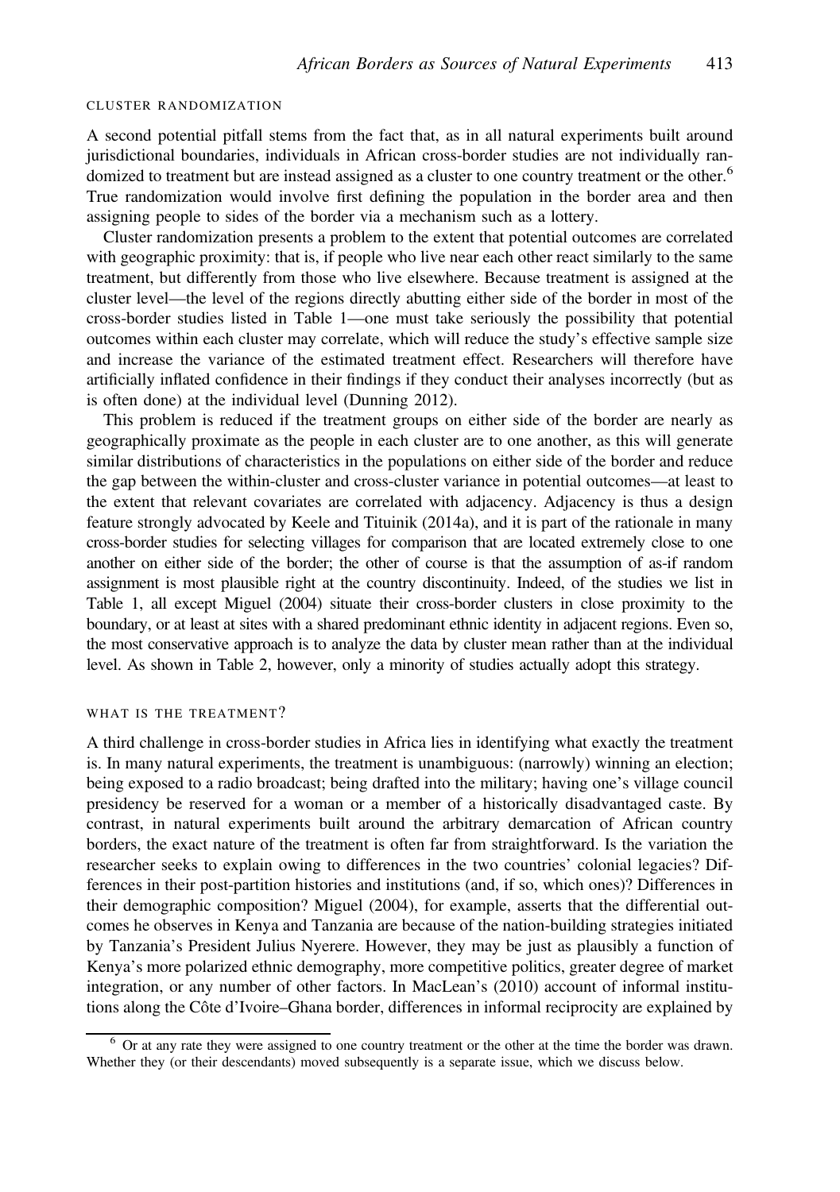### Cluster Randomization

A second potential pitfall stems from the fact that, as in all natural experiments built around jurisdictional boundaries, individuals in African cross-border studies are not individually randomized to treatment but are instead assigned as a cluster to one country treatment or the other.[6] True randomization would involve first defining the population in the border area and then assigning people to sides of the border via a mechanism such as a lottery.

Cluster randomization presents a problem to the extent that potential outcomes are correlated with geographic proximity: that is, if people who live near each other react similarly to the same treatment, but differently from those who live elsewhere. Because treatment is assigned at the cluster level—the level of the regions directly abutting either side of the border in most of the cross-border studies listed in Table 1—one must take seriously the possibility that potential outcomes within each cluster may correlate, which will reduce the study's effective sample size and increase the variance of the estimated treatment effect. Researchers will therefore have artificially inflated confidence in their findings if they conduct their analyses incorrectly (but as is often done) at the individual level (Dunning 2012).

This problem is reduced if the treatment groups on either side of the border are nearly as geographically proximate as the people in each cluster are to one another, as this will generate similar distributions of characteristics in the populations on either side of the border and reduce the gap between the within-cluster and cross-cluster variance in potential outcomes—at least to the extent that relevant covariates are correlated with adjacency. Adjacency is thus a design feature strongly advocated by Keele and Titiunik (2014a), and it is part of the rationale in many cross-border studies for selecting villages for comparison that are located extremely close to one another on either side of the border; the other of course is that the assumption of as-if random assignment is most plausible right at the country discontinuity. Indeed, of the studies we list in Table 1, all except Miguel (2004) situate their cross-border clusters in close proximity to the boundary, or at least at sites with a shared predominant ethnic identity in adjacent regions. Even so, the most conservative approach is to analyze the data by cluster mean rather than at the individual level. As shown in Table 2, however, only a minority of studies actually adopt this strategy.

### What Is the Treatment?

A third challenge in cross-border studies in Africa lies in identifying what exactly the treatment is. In many natural experiments, the treatment is unambiguous: (narrowly) winning an election; being exposed to a radio broadcast; being drafted into the military; having one's village council presidency be reserved for a woman or a member of a historically disadvantaged caste. By contrast, in natural experiments built around the arbitrary demarcation of African country borders, the exact nature of the treatment is often far from straightforward. Is the variation the researcher seeks to explain owing to differences in the two countries' colonial legacies? Differences in their post-partition histories and institutions (and, if so, which ones)? Differences in their demographic composition? Miguel (2004), for example, asserts that the differential outcomes he observes in Kenya and Tanzania are because of the nation-building strategies initiated by Tanzania's President Julius Nyerere. However, they may be just as plausibly a function of Kenya's more polarized ethnic demography, more competitive politics, greater degree of market integration, or any number of other factors. In MacLean's (2010) account of informal institutions along the Côte d'Ivoire–Ghana border, differences in informal reciprocity are explained by

[6] Or at any rate they were assigned to one country treatment or the other at the time the border was drawn. Whether they (or their descendants) moved subsequently is a separate issue, which we discuss below.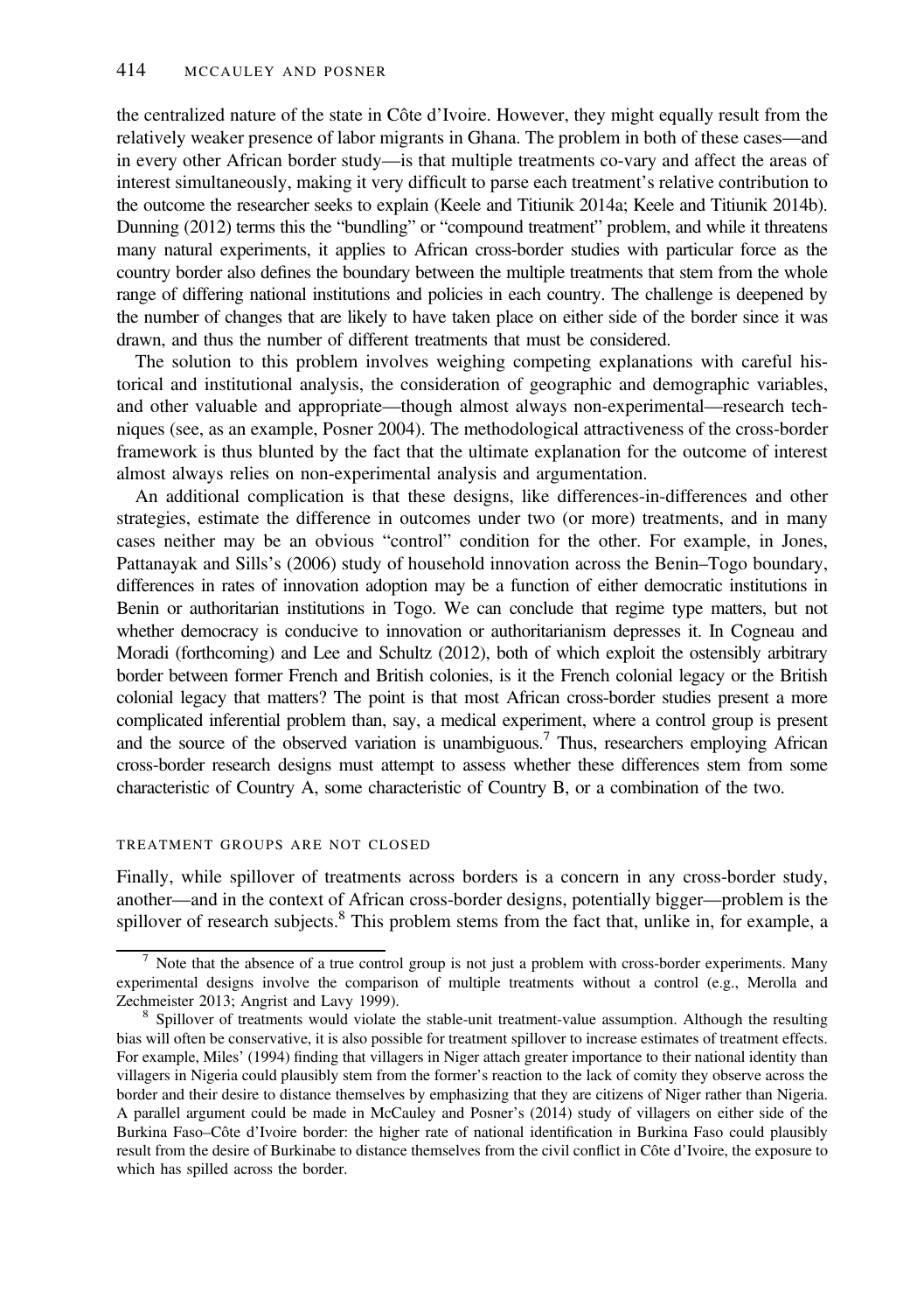the centralized nature of the state in Côte d'Ivoire. However, they might equally result from the relatively weaker presence of labor migrants in Ghana. The problem in both of these cases—and in every other African border study—is that multiple treatments co-vary and affect the areas of interest simultaneously, making it very difficult to parse each treatment's relative contribution to the outcome the researcher seeks to explain (Keele and Titiunik 2014a; Keele and Titiunik 2014b). Dunning (2012) terms this the "bundling" or "compound treatment" problem, and while it threatens many natural experiments, it applies to African cross-border studies with particular force as the country border also defines the boundary between the multiple treatments that stem from the whole range of differing national institutions and policies in each country. The challenge is deepened by the number of changes that are likely to have taken place on either side of the border since it was drawn, and thus the number of different treatments that must be considered.

The solution to this problem involves weighing competing explanations with careful historical and institutional analysis, the consideration of geographic and demographic variables, and other valuable and appropriate—though almost always non-experimental—research techniques (see, as an example, Posner 2004). The methodological attractiveness of the cross-border framework is thus blunted by the fact that the ultimate explanation for the outcome of interest almost always relies on non-experimental analysis and argumentation.

An additional complication is that these designs, like differences-in-differences and other strategies, estimate the difference in outcomes under two (or more) treatments, and in many cases neither may be an obvious "control" condition for the other. For example, in Jones, Pattanayak and Sills's (2006) study of household innovation across the Benin–Togo boundary, differences in rates of innovation adoption may be a function of either democratic institutions in Benin or authoritarian institutions in Togo. We can conclude that regime type matters, but not whether democracy is conducive to innovation or authoritarianism depresses it. In Cogneau and Moradi (forthcoming) and Lee and Schultz (2012), both of which exploit the ostensibly arbitrary border between former French and British colonies, is it the French colonial legacy or the British colonial legacy that matters? The point is that most African cross-border studies present a more complicated inferential problem than, say, a medical experiment, where a control group is present and the source of the observed variation is unambiguous.[7] Thus, researchers employing African cross-border research designs must attempt to assess whether these differences stem from some characteristic of Country A, some characteristic of Country B, or a combination of the two.

### TREATMENT GROUPS ARE NOT CLOSED

Finally, while spillover of treatments across borders is a concern in any cross-border study, another—and in the context of African cross-border designs, potentially bigger—problem is the spillover of research subjects.[8] This problem stems from the fact that, unlike in, for example, a

[7] Note that the absence of a true control group is not just a problem with cross-border experiments. Many experimental designs involve the comparison of multiple treatments without a control (e.g., Merolla and Zechmeister 2013; Angrist and Lavy 1999).

[8] Spillover of treatments would violate the stable-unit treatment-value assumption. Although the resulting bias will often be conservative, it is also possible for treatment spillover to increase estimates of treatment effects. For example, Miles' (1994) finding that villagers in Niger attach greater importance to their national identity than villagers in Nigeria could plausibly stem from the former's reaction to the lack of comity they observe across the border and their desire to distance themselves by emphasizing that they are citizens of Niger rather than Nigeria. A parallel argument could be made in McCauley and Posner's (2014) study of villagers on either side of the Burkina Faso–Côte d'Ivoire border: the higher rate of national identification in Burkina Faso could plausibly result from the desire of Burkinabe to distance themselves from the civil conflict in Côte d'Ivoire, the exposure to which has spilled across the border.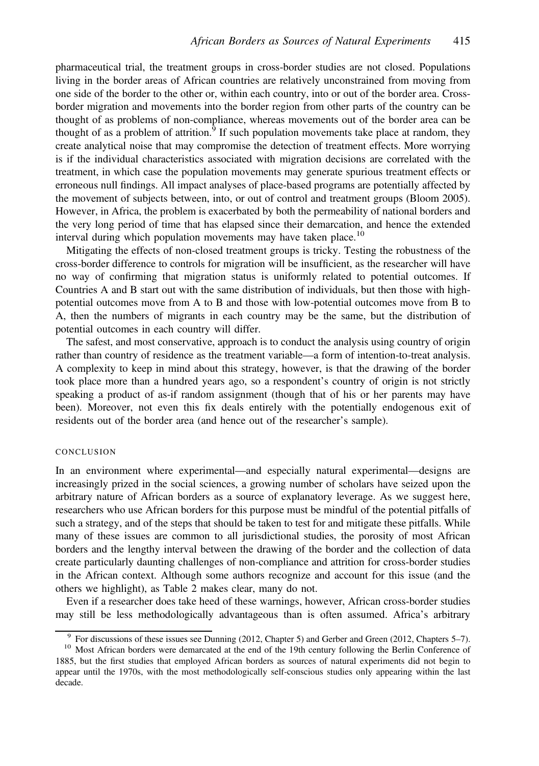pharmaceutical trial, the treatment groups in cross-border studies are not closed. Populations living in the border areas of African countries are relatively unconstrained from moving from one side of the border to the other or, within each country, into or out of the border area. Cross-border migration and movements into the border region from other parts of the country can be thought of as problems of non-compliance, whereas movements out of the border area can be thought of as a problem of attrition.[9] If such population movements take place at random, they create analytical noise that may compromise the detection of treatment effects. More worrying is if the individual characteristics associated with migration decisions are correlated with the treatment, in which case the population movements may generate spurious treatment effects or erroneous null findings. All impact analyses of place-based programs are potentially affected by the movement of subjects between, into, or out of control and treatment groups (Bloom 2005). However, in Africa, the problem is exacerbated by both the permeability of national borders and the very long period of time that has elapsed since their demarcation, and hence the extended interval during which population movements may have taken place.[10]

Mitigating the effects of non-closed treatment groups is tricky. Testing the robustness of the cross-border difference to controls for migration will be insufficient, as the researcher will have no way of confirming that migration status is uniformly related to potential outcomes. If Countries A and B start out with the same distribution of individuals, but then those with high-potential outcomes move from A to B and those with low-potential outcomes move from B to A, then the numbers of migrants in each country may be the same, but the distribution of potential outcomes in each country will differ.

The safest, and most conservative, approach is to conduct the analysis using country of origin rather than country of residence as the treatment variable—a form of intention-to-treat analysis. A complexity to keep in mind about this strategy, however, is that the drawing of the border took place more than a hundred years ago, so a respondent's country of origin is not strictly speaking a product of as-if random assignment (though that of his or her parents may have been). Moreover, not even this fix deals entirely with the potentially endogenous exit of residents out of the border area (and hence out of the researcher's sample).

## CONCLUSION

In an environment where experimental—and especially natural experimental—designs are increasingly prized in the social sciences, a growing number of scholars have seized upon the arbitrary nature of African borders as a source of explanatory leverage. As we suggest here, researchers who use African borders for this purpose must be mindful of the potential pitfalls of such a strategy, and of the steps that should be taken to test for and mitigate these pitfalls. While many of these issues are common to all jurisdictional studies, the porosity of most African borders and the lengthy interval between the drawing of the border and the collection of data create particularly daunting challenges of non-compliance and attrition for cross-border studies in the African context. Although some authors recognize and account for this issue (and the others we highlight), as Table 2 makes clear, many do not.

Even if a researcher does take heed of these warnings, however, African cross-border studies may still be less methodologically advantageous than is often assumed. Africa's arbitrary

[9] For discussions of these issues see Dunning (2012, Chapter 5) and Gerber and Green (2012, Chapters 5–7).

[10] Most African borders were demarcated at the end of the 19th century following the Berlin Conference of 1885, but the first studies that employed African borders as sources of natural experiments did not begin to appear until the 1970s, with the most methodologically self-conscious studies only appearing within the last decade.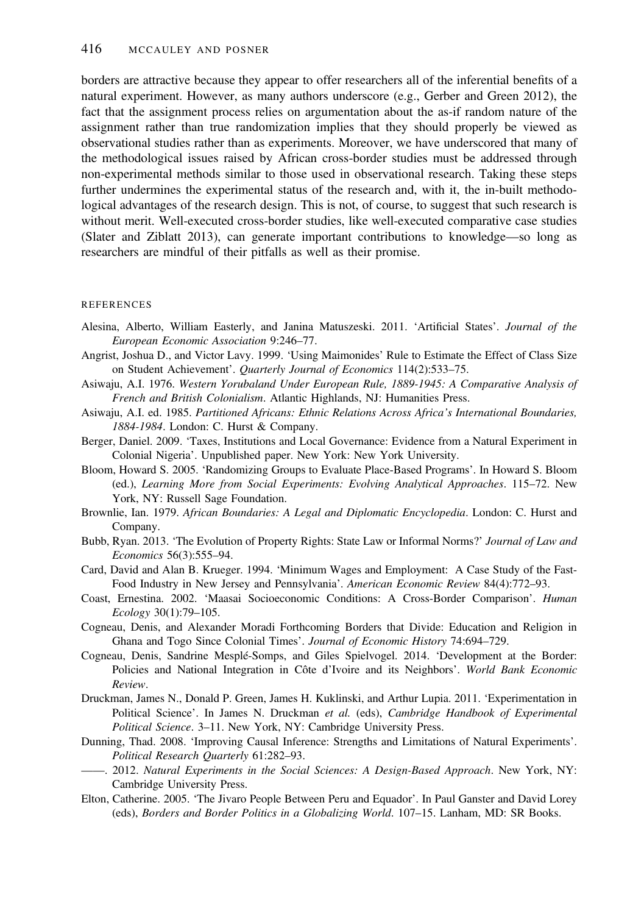borders are attractive because they appear to offer researchers all of the inferential benefits of a natural experiment. However, as many authors underscore (e.g., Gerber and Green 2012), the fact that the assignment process relies on argumentation about the as-if random nature of the assignment rather than true randomization implies that they should properly be viewed as observational studies rather than as experiments. Moreover, we have underscored that many of the methodological issues raised by African cross-border studies must be addressed through non-experimental methods similar to those used in observational research. Taking these steps further undermines the experimental status of the research and, with it, the in-built methodological advantages of the research design. This is not, of course, to suggest that such research is without merit. Well-executed cross-border studies, like well-executed comparative case studies (Slater and Ziblatt 2013), can generate important contributions to knowledge—so long as researchers are mindful of their pitfalls as well as their promise.

## REFERENCES

Alesina, Alberto, William Easterly, and Janina Matuszeski. 2011. 'Artificial States'. *Journal of the European Economic Association* 9:246–77.

Angrist, Joshua D., and Victor Lavy. 1999. 'Using Maimonides' Rule to Estimate the Effect of Class Size on Student Achievement'. *Quarterly Journal of Economics* 114(2):533–75.

Asiwaju, A.I. 1976. *Western Yorubaland Under European Rule, 1889-1945: A Comparative Analysis of French and British Colonialism*. Atlantic Highlands, NJ: Humanities Press.

Asiwaju, A.I. ed. 1985. *Partitioned Africans: Ethnic Relations Across Africa's International Boundaries, 1884-1984*. London: C. Hurst & Company.

Berger, Daniel. 2009. 'Taxes, Institutions and Local Governance: Evidence from a Natural Experiment in Colonial Nigeria'. Unpublished paper. New York: New York University.

Bloom, Howard S. 2005. 'Randomizing Groups to Evaluate Place-Based Programs'. In Howard S. Bloom (ed.), *Learning More from Social Experiments: Evolving Analytical Approaches*. 115–72. New York, NY: Russell Sage Foundation.

Brownlie, Ian. 1979. *African Boundaries: A Legal and Diplomatic Encyclopedia*. London: C. Hurst and Company.

Bubb, Ryan. 2013. 'The Evolution of Property Rights: State Law or Informal Norms?' *Journal of Law and Economics* 56(3):555–94.

Card, David and Alan B. Krueger. 1994. 'Minimum Wages and Employment: A Case Study of the Fast-Food Industry in New Jersey and Pennsylvania'. *American Economic Review* 84(4):772–93.

Coast, Ernestina. 2002. 'Maasai Socioeconomic Conditions: A Cross-Border Comparison'. *Human Ecology* 30(1):79–105.

Cogneau, Denis, and Alexander Moradi Forthcoming Borders that Divide: Education and Religion in Ghana and Togo Since Colonial Times'. *Journal of Economic History* 74:694–729.

Cogneau, Denis, Sandrine Mesplé-Somps, and Giles Spielvogel. 2014. 'Development at the Border: Policies and National Integration in Côte d'Ivoire and its Neighbors'. *World Bank Economic Review*.

Druckman, James N., Donald P. Green, James H. Kuklinski, and Arthur Lupia. 2011. 'Experimentation in Political Science'. In James N. Druckman *et al.* (eds), *Cambridge Handbook of Experimental Political Science*. 3–11. New York, NY: Cambridge University Press.

Dunning, Thad. 2008. 'Improving Causal Inference: Strengths and Limitations of Natural Experiments'. *Political Research Quarterly* 61:282–93.

——. 2012. *Natural Experiments in the Social Sciences: A Design-Based Approach*. New York, NY: Cambridge University Press.

Elton, Catherine. 2005. 'The Jivaro People Between Peru and Equador'. In Paul Ganster and David Lorey (eds), *Borders and Border Politics in a Globalizing World*. 107–15. Lanham, MD: SR Books.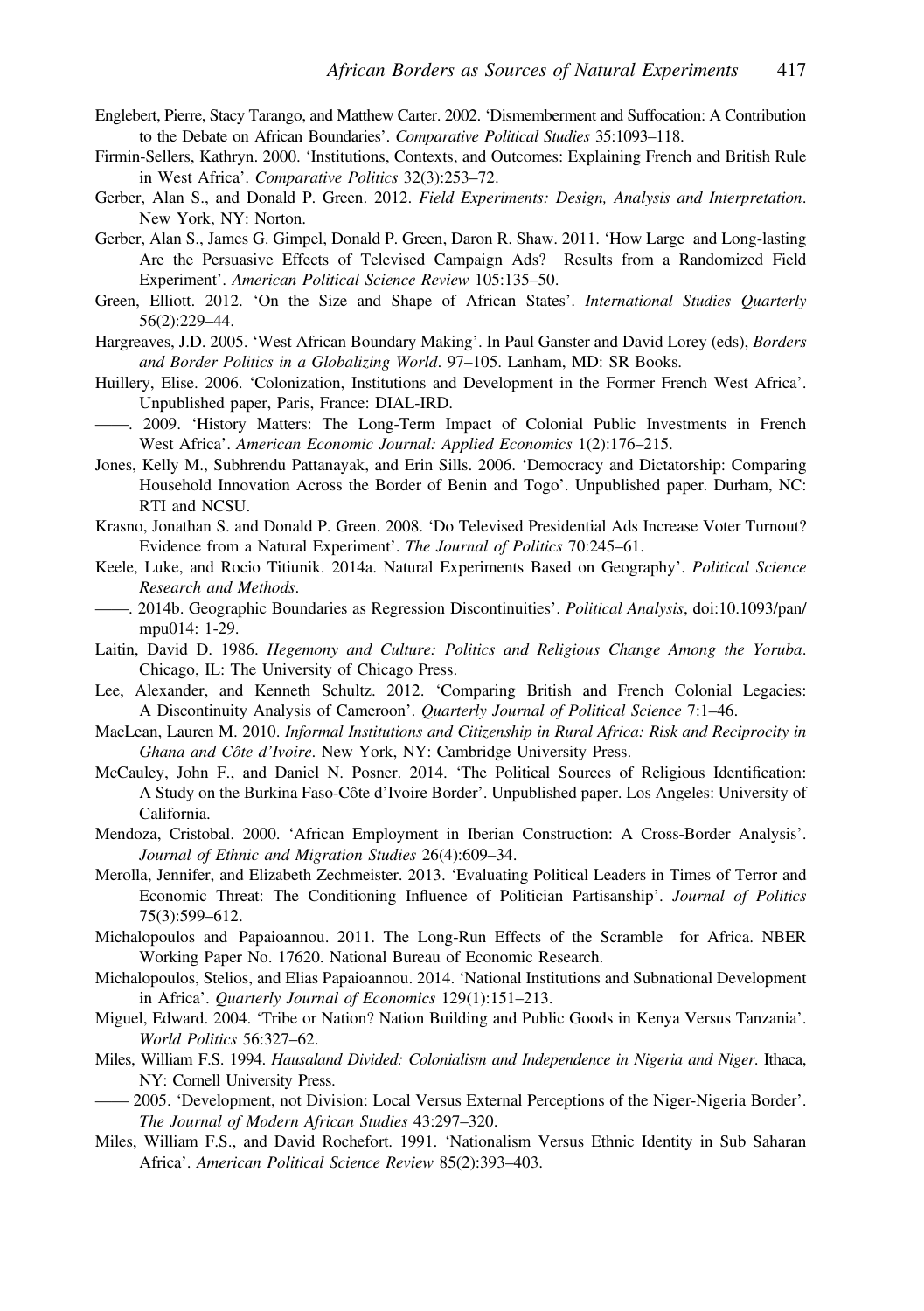Englebert, Pierre, Stacy Tarango, and Matthew Carter. 2002. 'Dismemberment and Suffocation: A Contribution to the Debate on African Boundaries'. *Comparative Political Studies* 35:1093–118.

Firmin-Sellers, Kathryn. 2000. 'Institutions, Contexts, and Outcomes: Explaining French and British Rule in West Africa'. *Comparative Politics* 32(3):253–72.

Gerber, Alan S., and Donald P. Green. 2012. *Field Experiments: Design, Analysis and Interpretation*. New York, NY: Norton.

Gerber, Alan S., James G. Gimpel, Donald P. Green, Daron R. Shaw. 2011. 'How Large and Long-lasting Are the Persuasive Effects of Televised Campaign Ads? Results from a Randomized Field Experiment'. *American Political Science Review* 105:135–50.

Green, Elliott. 2012. 'On the Size and Shape of African States'. *International Studies Quarterly* 56(2):229–44.

Hargreaves, J.D. 2005. 'West African Boundary Making'. In Paul Ganster and David Lorey (eds), *Borders and Border Politics in a Globalizing World*. 97–105. Lanham, MD: SR Books.

Huillery, Elise. 2006. 'Colonization, Institutions and Development in the Former French West Africa'. Unpublished paper, Paris, France: DIAL-IRD.

——. 2009. 'History Matters: The Long-Term Impact of Colonial Public Investments in French West Africa'. *American Economic Journal: Applied Economics* 1(2):176–215.

Jones, Kelly M., Subhrendu Pattanayak, and Erin Sills. 2006. 'Democracy and Dictatorship: Comparing Household Innovation Across the Border of Benin and Togo'. Unpublished paper. Durham, NC: RTI and NCSU.

Krasno, Jonathan S. and Donald P. Green. 2008. 'Do Televised Presidential Ads Increase Voter Turnout? Evidence from a Natural Experiment'. *The Journal of Politics* 70:245–61.

Keele, Luke, and Rocio Titiunik. 2014a. Natural Experiments Based on Geography'. *Political Science Research and Methods*.

——. 2014b. Geographic Boundaries as Regression Discontinuities'. *Political Analysis*, doi:10.1093/pan/mpu014: 1-29.

Laitin, David D. 1986. *Hegemony and Culture: Politics and Religious Change Among the Yoruba*. Chicago, IL: The University of Chicago Press.

Lee, Alexander, and Kenneth Schultz. 2012. 'Comparing British and French Colonial Legacies: A Discontinuity Analysis of Cameroon'. *Quarterly Journal of Political Science* 7:1–46.

MacLean, Lauren M. 2010. *Informal Institutions and Citizenship in Rural Africa: Risk and Reciprocity in Ghana and Côte d'Ivoire*. New York, NY: Cambridge University Press.

McCauley, John F., and Daniel N. Posner. 2014. 'The Political Sources of Religious Identification: A Study on the Burkina Faso-Côte d'Ivoire Border'. Unpublished paper. Los Angeles: University of California.

Mendoza, Cristobal. 2000. 'African Employment in Iberian Construction: A Cross-Border Analysis'. *Journal of Ethnic and Migration Studies* 26(4):609–34.

Merolla, Jennifer, and Elizabeth Zechmeister. 2013. 'Evaluating Political Leaders in Times of Terror and Economic Threat: The Conditioning Influence of Politician Partisanship'. *Journal of Politics* 75(3):599–612.

Michalopoulos and Papaioannou. 2011. The Long-Run Effects of the Scramble for Africa. NBER Working Paper No. 17620. National Bureau of Economic Research.

Michalopoulos, Stelios, and Elias Papaioannou. 2014. 'National Institutions and Subnational Development in Africa'. *Quarterly Journal of Economics* 129(1):151–213.

Miguel, Edward. 2004. 'Tribe or Nation? Nation Building and Public Goods in Kenya Versus Tanzania'. *World Politics* 56:327–62.

Miles, William F.S. 1994. *Hausaland Divided: Colonialism and Independence in Nigeria and Niger*. Ithaca, NY: Cornell University Press.

—— 2005. 'Development, not Division: Local Versus External Perceptions of the Niger-Nigeria Border'. *The Journal of Modern African Studies* 43:297–320.

Miles, William F.S., and David Rochefort. 1991. 'Nationalism Versus Ethnic Identity in Sub Saharan Africa'. *American Political Science Review* 85(2):393–403.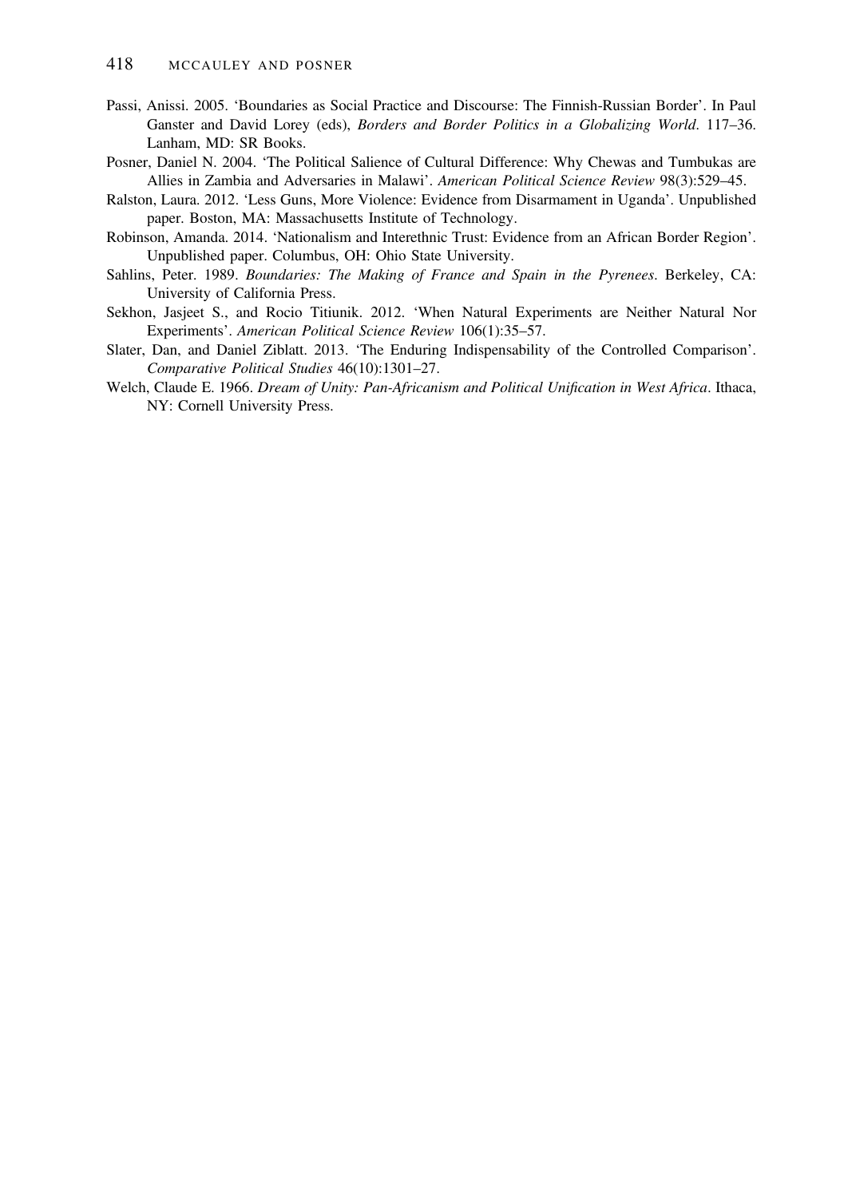Passi, Anissi. 2005. 'Boundaries as Social Practice and Discourse: The Finnish-Russian Border'. In Paul Ganster and David Lorey (eds), *Borders and Border Politics in a Globalizing World*. 117–36. Lanham, MD: SR Books.

Posner, Daniel N. 2004. 'The Political Salience of Cultural Difference: Why Chewas and Tumbukas are Allies in Zambia and Adversaries in Malawi'. *American Political Science Review* 98(3):529–45.

Ralston, Laura. 2012. 'Less Guns, More Violence: Evidence from Disarmament in Uganda'. Unpublished paper. Boston, MA: Massachusetts Institute of Technology.

Robinson, Amanda. 2014. 'Nationalism and Interethnic Trust: Evidence from an African Border Region'. Unpublished paper. Columbus, OH: Ohio State University.

Sahlins, Peter. 1989. *Boundaries: The Making of France and Spain in the Pyrenees*. Berkeley, CA: University of California Press.

Sekhon, Jasjeet S., and Rocio Titiunik. 2012. 'When Natural Experiments are Neither Natural Nor Experiments'. *American Political Science Review* 106(1):35–57.

Slater, Dan, and Daniel Ziblatt. 2013. 'The Enduring Indispensability of the Controlled Comparison'. *Comparative Political Studies* 46(10):1301–27.

Welch, Claude E. 1966. *Dream of Unity: Pan-Africanism and Political Unification in West Africa*. Ithaca, NY: Cornell University Press.